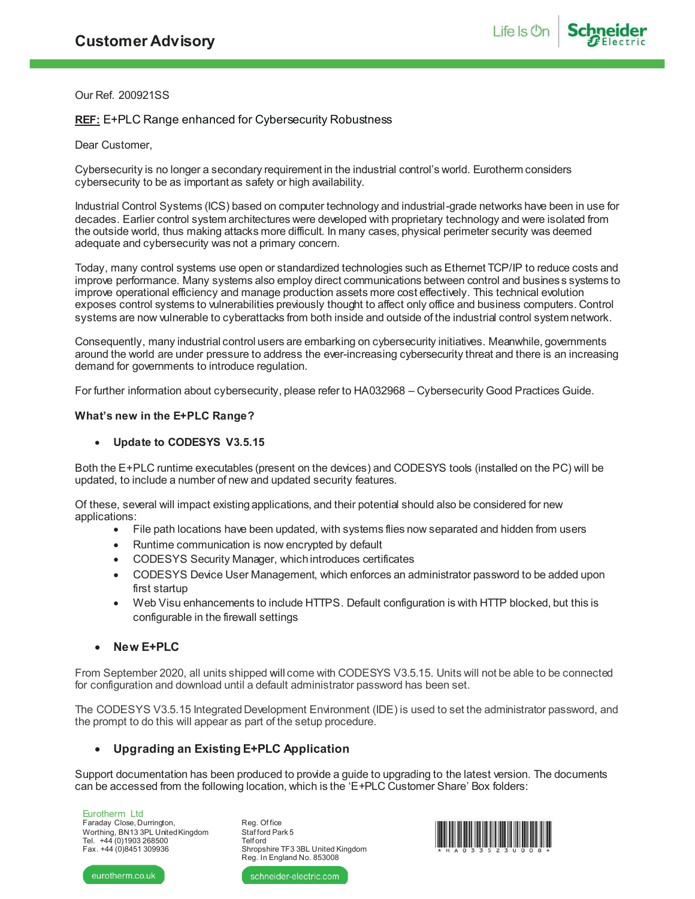# Customer Advisory

Our Ref. 200921SS

**REF:** E+PLC Range enhanced for Cybersecurity Robustness

Dear Customer,

Cybersecurity is no longer a secondary requirement in the industrial control's world. Eurotherm considers cybersecurity to be as important as safety or high availability.

Industrial Control Systems (ICS) based on computer technology and industrial-grade networks have been in use for decades. Earlier control system architectures were developed with proprietary technology and were isolated from the outside world, thus making attacks more difficult. In many cases, physical perimeter security was deemed adequate and cybersecurity was not a primary concern.

Today, many control systems use open or standardized technologies such as Ethernet TCP/IP to reduce costs and improve performance. Many systems also employ direct communications between control and business systems to improve operational efficiency and manage production assets more cost effectively. This technical evolution exposes control systems to vulnerabilities previously thought to affect only office and business computers. Control systems are now vulnerable to cyberattacks from both inside and outside of the industrial control system network.

Consequently, many industrial control users are embarking on cybersecurity initiatives. Meanwhile, governments around the world are under pressure to address the ever-increasing cybersecurity threat and there is an increasing demand for governments to introduce regulation.

For further information about cybersecurity, please refer to HA032968 – Cybersecurity Good Practices Guide.

**What's new in the E+PLC Range?**

- **Update to CODESYS V3.5.15**

Both the E+PLC runtime executables (present on the devices) and CODESYS tools (installed on the PC) will be updated, to include a number of new and updated security features.

Of these, several will impact existing applications, and their potential should also be considered for new applications:

- File path locations have been updated, with systems flies now separated and hidden from users
- Runtime communication is now encrypted by default
- CODESYS Security Manager, which introduces certificates
- CODESYS Device User Management, which enforces an administrator password to be added upon first startup
- Web Visu enhancements to include HTTPS. Default configuration is with HTTP blocked, but this is configurable in the firewall settings

- **New E+PLC**

From September 2020, all units shipped will come with CODESYS V3.5.15. Units will not be able to be connected for configuration and download until a default administrator password has been set.

The CODESYS V3.5.15 Integrated Development Environment (IDE) is used to set the administrator password, and the prompt to do this will appear as part of the setup procedure.

- **Upgrading an Existing E+PLC Application**

Support documentation has been produced to provide a guide to upgrading to the latest version. The documents can be accessed from the following location, which is the 'E+PLC Customer Share' Box folders:

Eurotherm Ltd
Faraday Close, Durrington,
Worthing, BN13 3PL United Kingdom
Tel. +44 (0)1903 268500
Fax. +44 (0)8451 309936

Reg. Office
Stafford Park 5
Telford
Shropshire TF3 3BL United Kingdom
Reg. In England No. 853008

*HA033523U008*

eurotherm.co.uk

schneider-electric.com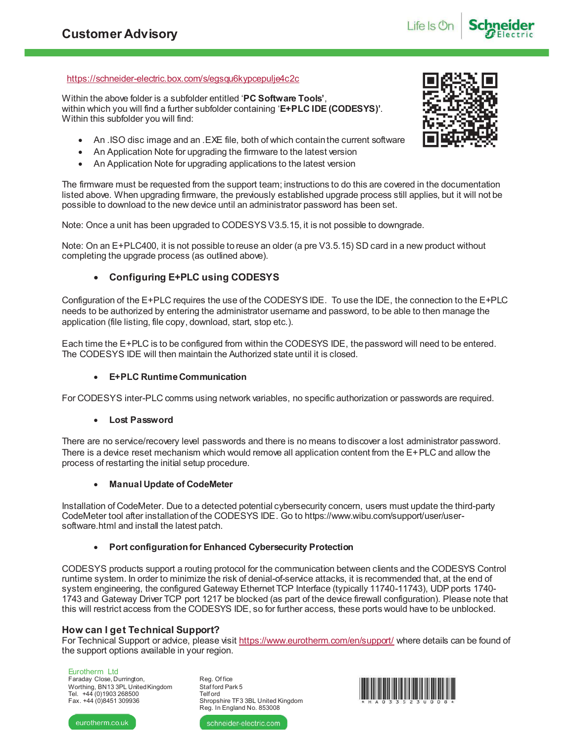https://schneider-electric.box.com/s/egsqu6kypcepulje4c2c

Within the above folder is a subfolder entitled '**PC Software Tools**', within which you will find a further subfolder containing '**E+PLC IDE (CODESYS)**'. Within this subfolder you will find:

- An .ISO disc image and an .EXE file, both of which contain the current software
- An Application Note for upgrading the firmware to the latest version
- An Application Note for upgrading applications to the latest version

The firmware must be requested from the support team; instructions to do this are covered in the documentation listed above. When upgrading firmware, the previously established upgrade process still applies, but it will not be possible to download to the new device until an administrator password has been set.

Note: Once a unit has been upgraded to CODESYS V3.5.15, it is not possible to downgrade.

Note: On an E+PLC400, it is not possible to reuse an older (a pre V3.5.15) SD card in a new product without completing the upgrade process (as outlined above).

- **Configuring E+PLC using CODESYS**

Configuration of the E+PLC requires the use of the CODESYS IDE. To use the IDE, the connection to the E+PLC needs to be authorized by entering the administrator username and password, to be able to then manage the application (file listing, file copy, download, start, stop etc.).

Each time the E+PLC is to be configured from within the CODESYS IDE, the password will need to be entered. The CODESYS IDE will then maintain the Authorized state until it is closed.

- **E+PLC Runtime Communication**

For CODESYS inter-PLC comms using network variables, no specific authorization or passwords are required.

- **Lost Password**

There are no service/recovery level passwords and there is no means to discover a lost administrator password. There is a device reset mechanism which would remove all application content from the E+PLC and allow the process of restarting the initial setup procedure.

- **Manual Update of CodeMeter**

Installation of CodeMeter. Due to a detected potential cybersecurity concern, users must update the third-party CodeMeter tool after installation of the CODESYS IDE. Go to https://www.wibu.com/support/user/user-software.html and install the latest patch.

- **Port configuration for Enhanced Cybersecurity Protection**

CODESYS products support a routing protocol for the communication between clients and the CODESYS Control runtime system. In order to minimize the risk of denial-of-service attacks, it is recommended that, at the end of system engineering, the configured Gateway Ethernet TCP Interface (typically 11740-11743), UDP ports 1740-1743 and Gateway Driver TCP port 1217 be blocked (as part of the device firewall configuration). Please note that this will restrict access from the CODESYS IDE, so for further access, these ports would have to be unblocked.

## How can I get Technical Support?

For Technical Support or advice, please visit https://www.eurotherm.com/en/support/ where details can be found of the support options available in your region.

Eurotherm Ltd
Faraday Close, Durrington,
Worthing, BN13 3PL United Kingdom
Tel. +44 (0)1903 268500
Fax. +44 (0)8451 309936

Reg. Office
Stafford Park 5
Telford
Shropshire TF3 3BL United Kingdom
Reg. In England No. 853008

*HA033523U008*

eurotherm.co.uk

schneider-electric.com